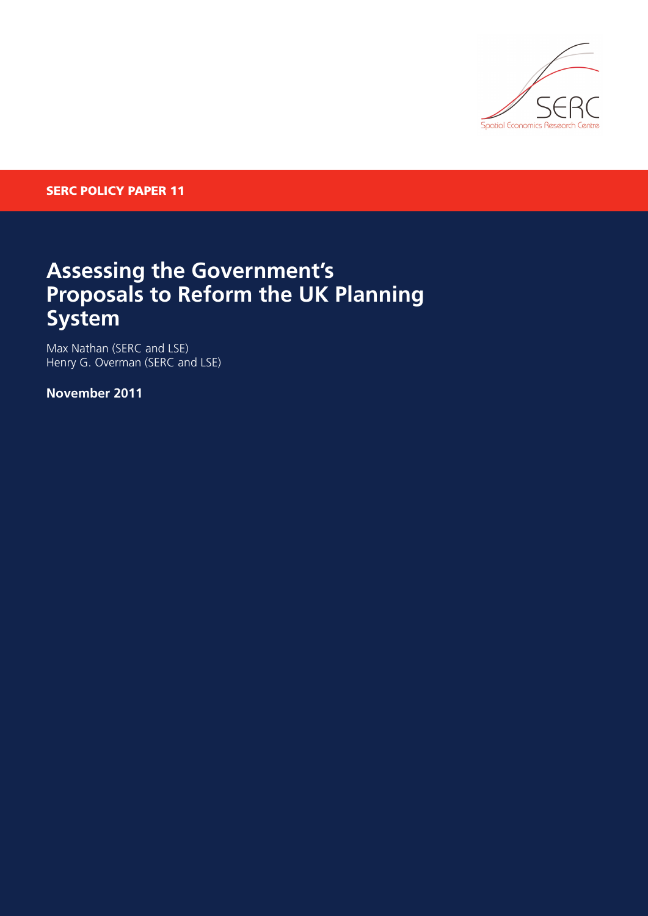SERC

Spatial Economics Research Centre

**SERC POLICY PAPER 11**

# Assessing the Government's Proposals to Reform the UK Planning System

Max Nathan (SERC and LSE)
Henry G. Overman (SERC and LSE)

**November 2011**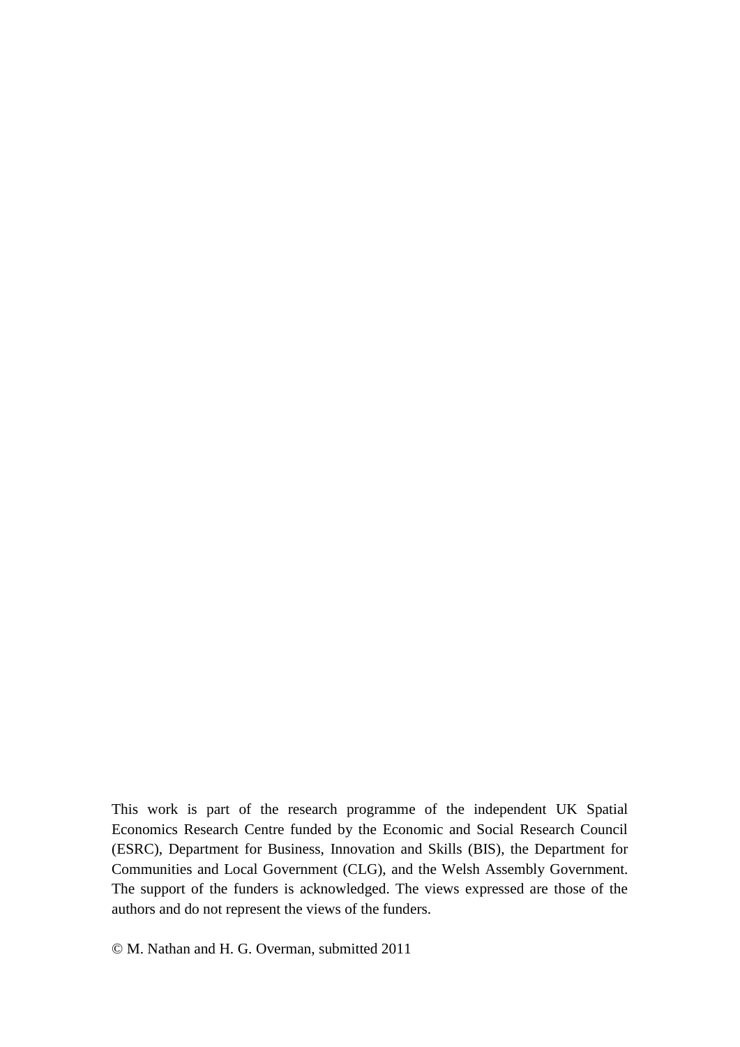This work is part of the research programme of the independent UK Spatial Economics Research Centre funded by the Economic and Social Research Council (ESRC), Department for Business, Innovation and Skills (BIS), the Department for Communities and Local Government (CLG), and the Welsh Assembly Government. The support of the funders is acknowledged. The views expressed are those of the authors and do not represent the views of the funders.

© M. Nathan and H. G. Overman, submitted 2011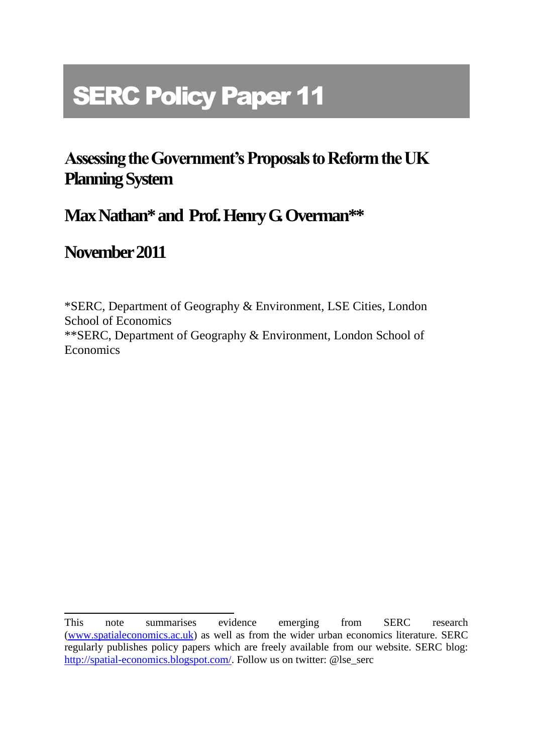# SERC Policy Paper 11

## Assessing the Government's Proposals to Reform the UK Planning System

## Max Nathan* and Prof. Henry G. Overman**

## November 2011

*SERC, Department of Geography & Environment, LSE Cities, London School of Economics

**SERC, Department of Geography & Environment, London School of Economics

---

This note summarises evidence emerging from SERC research (www.spatialeconomics.ac.uk) as well as from the wider urban economics literature. SERC regularly publishes policy papers which are freely available from our website. SERC blog: http://spatial-economics.blogspot.com/. Follow us on twitter: @lse_serc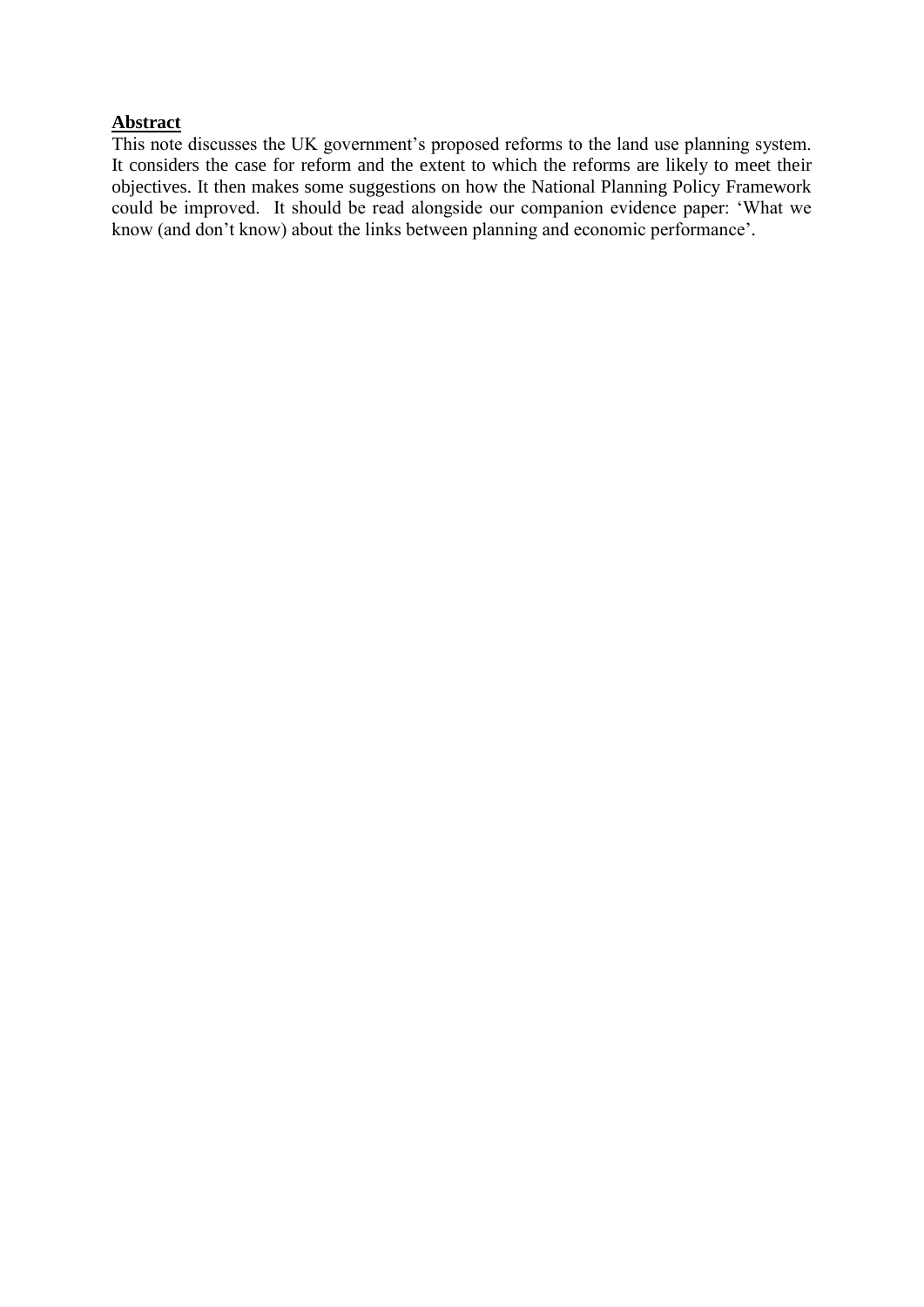**Abstract**

This note discusses the UK government's proposed reforms to the land use planning system. It considers the case for reform and the extent to which the reforms are likely to meet their objectives. It then makes some suggestions on how the National Planning Policy Framework could be improved. It should be read alongside our companion evidence paper: 'What we know (and don't know) about the links between planning and economic performance'.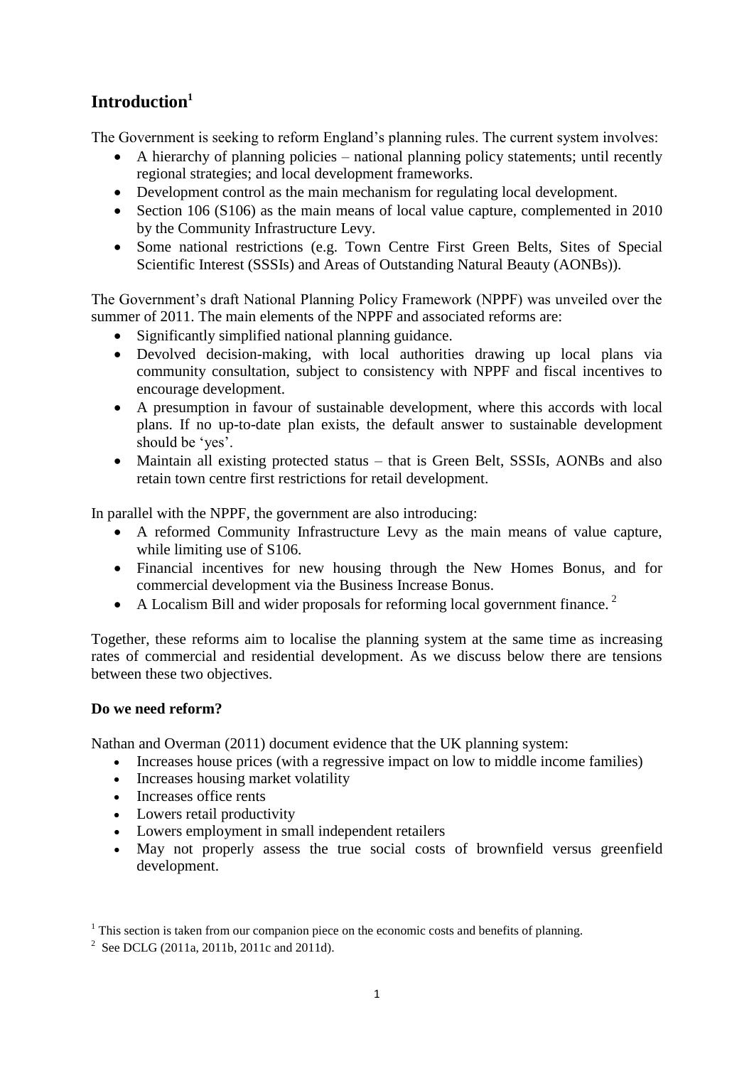## Introduction[1]

The Government is seeking to reform England's planning rules. The current system involves:

- A hierarchy of planning policies – national planning policy statements; until recently regional strategies; and local development frameworks.
- Development control as the main mechanism for regulating local development.
- Section 106 (S106) as the main means of local value capture, complemented in 2010 by the Community Infrastructure Levy.
- Some national restrictions (e.g. Town Centre First Green Belts, Sites of Special Scientific Interest (SSSIs) and Areas of Outstanding Natural Beauty (AONBs)).

The Government's draft National Planning Policy Framework (NPPF) was unveiled over the summer of 2011. The main elements of the NPPF and associated reforms are:

- Significantly simplified national planning guidance.
- Devolved decision-making, with local authorities drawing up local plans via community consultation, subject to consistency with NPPF and fiscal incentives to encourage development.
- A presumption in favour of sustainable development, where this accords with local plans. If no up-to-date plan exists, the default answer to sustainable development should be 'yes'.
- Maintain all existing protected status – that is Green Belt, SSSIs, AONBs and also retain town centre first restrictions for retail development.

In parallel with the NPPF, the government are also introducing:

- A reformed Community Infrastructure Levy as the main means of value capture, while limiting use of S106.
- Financial incentives for new housing through the New Homes Bonus, and for commercial development via the Business Increase Bonus.
- A Localism Bill and wider proposals for reforming local government finance.[2]

Together, these reforms aim to localise the planning system at the same time as increasing rates of commercial and residential development. As we discuss below there are tensions between these two objectives.

**Do we need reform?**

Nathan and Overman (2011) document evidence that the UK planning system:

- Increases house prices (with a regressive impact on low to middle income families)
- Increases housing market volatility
- Increases office rents
- Lowers retail productivity
- Lowers employment in small independent retailers
- May not properly assess the true social costs of brownfield versus greenfield development.

[1] This section is taken from our companion piece on the economic costs and benefits of planning.

[2] See DCLG (2011a, 2011b, 2011c and 2011d).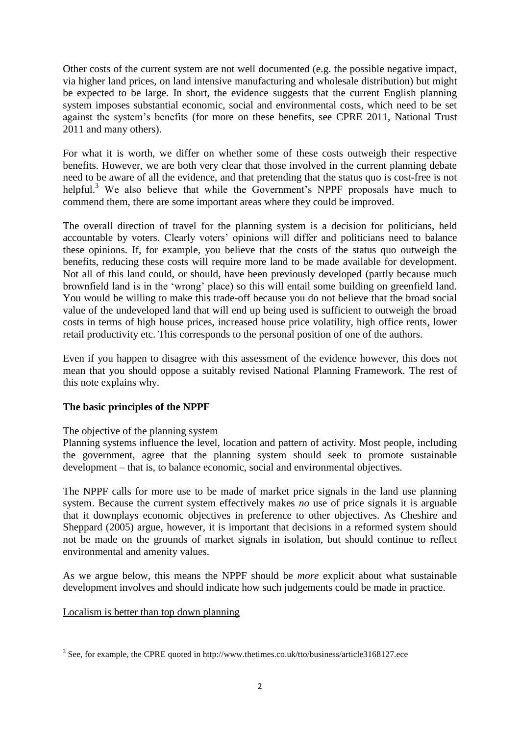Other costs of the current system are not well documented (e.g. the possible negative impact, via higher land prices, on land intensive manufacturing and wholesale distribution) but might be expected to be large. In short, the evidence suggests that the current English planning system imposes substantial economic, social and environmental costs, which need to be set against the system's benefits (for more on these benefits, see CPRE 2011, National Trust 2011 and many others).

For what it is worth, we differ on whether some of these costs outweigh their respective benefits. However, we are both very clear that those involved in the current planning debate need to be aware of all the evidence, and that pretending that the status quo is cost-free is not helpful.[3] We also believe that while the Government's NPPF proposals have much to commend them, there are some important areas where they could be improved.

The overall direction of travel for the planning system is a decision for politicians, held accountable by voters. Clearly voters' opinions will differ and politicians need to balance these opinions. If, for example, you believe that the costs of the status quo outweigh the benefits, reducing these costs will require more land to be made available for development. Not all of this land could, or should, have been previously developed (partly because much brownfield land is in the 'wrong' place) so this will entail some building on greenfield land. You would be willing to make this trade-off because you do not believe that the broad social value of the undeveloped land that will end up being used is sufficient to outweigh the broad costs in terms of high house prices, increased house price volatility, high office rents, lower retail productivity etc. This corresponds to the personal position of one of the authors.

Even if you happen to disagree with this assessment of the evidence however, this does not mean that you should oppose a suitably revised National Planning Framework. The rest of this note explains why.

## The basic principles of the NPPF

The objective of the planning system

Planning systems influence the level, location and pattern of activity. Most people, including the government, agree that the planning system should seek to promote sustainable development – that is, to balance economic, social and environmental objectives.

The NPPF calls for more use to be made of market price signals in the land use planning system. Because the current system effectively makes *no* use of price signals it is arguable that it downplays economic objectives in preference to other objectives. As Cheshire and Sheppard (2005) argue, however, it is important that decisions in a reformed system should not be made on the grounds of market signals in isolation, but should continue to reflect environmental and amenity values.

As we argue below, this means the NPPF should be *more* explicit about what sustainable development involves and should indicate how such judgements could be made in practice.

Localism is better than top down planning

[3] See, for example, the CPRE quoted in http://www.thetimes.co.uk/tto/business/article3168127.ece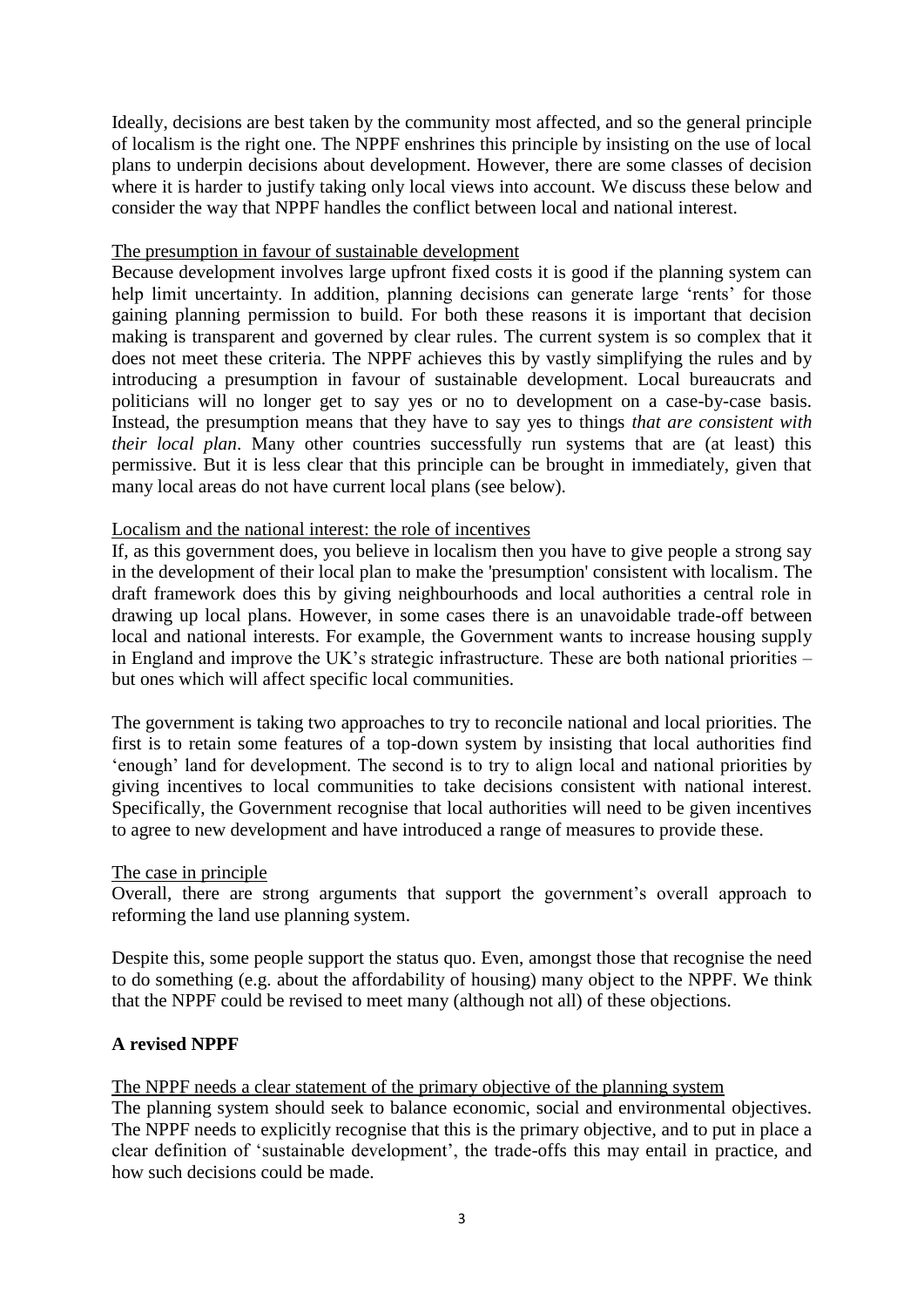Ideally, decisions are best taken by the community most affected, and so the general principle of localism is the right one. The NPPF enshrines this principle by insisting on the use of local plans to underpin decisions about development. However, there are some classes of decision where it is harder to justify taking only local views into account. We discuss these below and consider the way that NPPF handles the conflict between local and national interest.

<u>The presumption in favour of sustainable development</u>

Because development involves large upfront fixed costs it is good if the planning system can help limit uncertainty. In addition, planning decisions can generate large 'rents' for those gaining planning permission to build. For both these reasons it is important that decision making is transparent and governed by clear rules. The current system is so complex that it does not meet these criteria. The NPPF achieves this by vastly simplifying the rules and by introducing a presumption in favour of sustainable development. Local bureaucrats and politicians will no longer get to say yes or no to development on a case-by-case basis. Instead, the presumption means that they have to say yes to things *that are consistent with their local plan*. Many other countries successfully run systems that are (at least) this permissive. But it is less clear that this principle can be brought in immediately, given that many local areas do not have current local plans (see below).

<u>Localism and the national interest: the role of incentives</u>

If, as this government does, you believe in localism then you have to give people a strong say in the development of their local plan to make the 'presumption' consistent with localism. The draft framework does this by giving neighbourhoods and local authorities a central role in drawing up local plans. However, in some cases there is an unavoidable trade-off between local and national interests. For example, the Government wants to increase housing supply in England and improve the UK's strategic infrastructure. These are both national priorities – but ones which will affect specific local communities.

The government is taking two approaches to try to reconcile national and local priorities. The first is to retain some features of a top-down system by insisting that local authorities find 'enough' land for development. The second is to try to align local and national priorities by giving incentives to local communities to take decisions consistent with national interest. Specifically, the Government recognise that local authorities will need to be given incentives to agree to new development and have introduced a range of measures to provide these.

<u>The case in principle</u>

Overall, there are strong arguments that support the government's overall approach to reforming the land use planning system.

Despite this, some people support the status quo. Even, amongst those that recognise the need to do something (e.g. about the affordability of housing) many object to the NPPF. We think that the NPPF could be revised to meet many (although not all) of these objections.

## A revised NPPF

<u>The NPPF needs a clear statement of the primary objective of the planning system</u>

The planning system should seek to balance economic, social and environmental objectives. The NPPF needs to explicitly recognise that this is the primary objective, and to put in place a clear definition of 'sustainable development', the trade-offs this may entail in practice, and how such decisions could be made.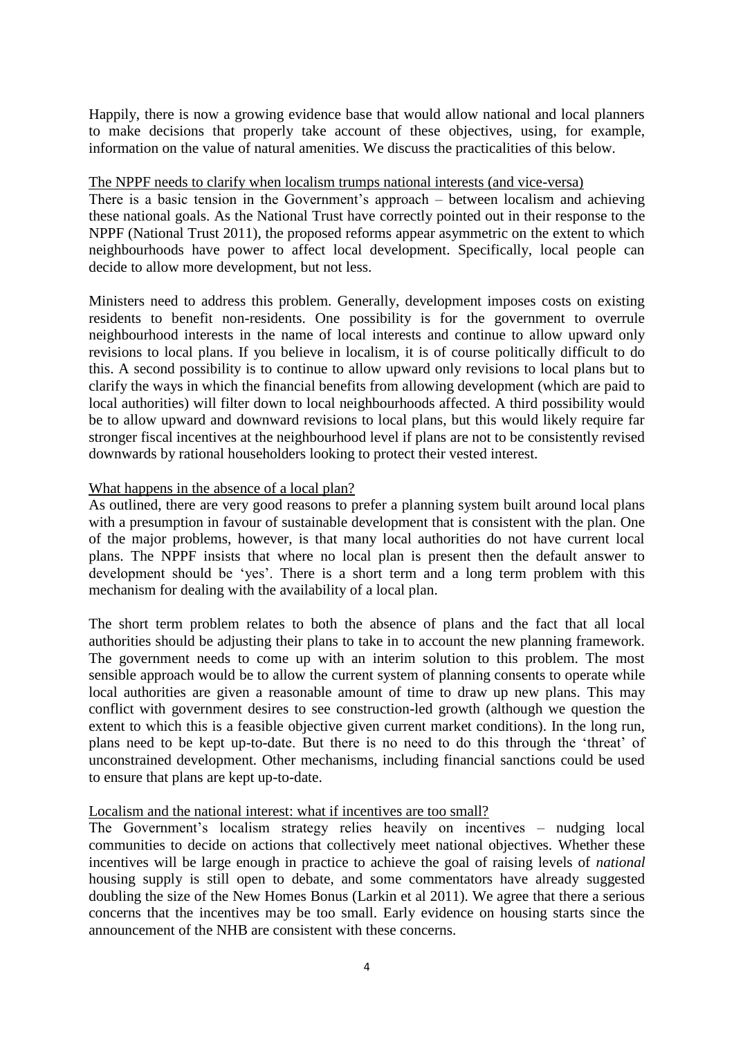Happily, there is now a growing evidence base that would allow national and local planners to make decisions that properly take account of these objectives, using, for example, information on the value of natural amenities. We discuss the practicalities of this below.

<u>The NPPF needs to clarify when localism trumps national interests (and vice-versa)</u>

There is a basic tension in the Government's approach – between localism and achieving these national goals. As the National Trust have correctly pointed out in their response to the NPPF (National Trust 2011), the proposed reforms appear asymmetric on the extent to which neighbourhoods have power to affect local development. Specifically, local people can decide to allow more development, but not less.

Ministers need to address this problem. Generally, development imposes costs on existing residents to benefit non-residents. One possibility is for the government to overrule neighbourhood interests in the name of local interests and continue to allow upward only revisions to local plans. If you believe in localism, it is of course politically difficult to do this. A second possibility is to continue to allow upward only revisions to local plans but to clarify the ways in which the financial benefits from allowing development (which are paid to local authorities) will filter down to local neighbourhoods affected. A third possibility would be to allow upward and downward revisions to local plans, but this would likely require far stronger fiscal incentives at the neighbourhood level if plans are not to be consistently revised downwards by rational householders looking to protect their vested interest.

<u>What happens in the absence of a local plan?</u>

As outlined, there are very good reasons to prefer a planning system built around local plans with a presumption in favour of sustainable development that is consistent with the plan. One of the major problems, however, is that many local authorities do not have current local plans. The NPPF insists that where no local plan is present then the default answer to development should be 'yes'. There is a short term and a long term problem with this mechanism for dealing with the availability of a local plan.

The short term problem relates to both the absence of plans and the fact that all local authorities should be adjusting their plans to take in to account the new planning framework. The government needs to come up with an interim solution to this problem. The most sensible approach would be to allow the current system of planning consents to operate while local authorities are given a reasonable amount of time to draw up new plans. This may conflict with government desires to see construction-led growth (although we question the extent to which this is a feasible objective given current market conditions). In the long run, plans need to be kept up-to-date. But there is no need to do this through the 'threat' of unconstrained development. Other mechanisms, including financial sanctions could be used to ensure that plans are kept up-to-date.

<u>Localism and the national interest: what if incentives are too small?</u>

The Government's localism strategy relies heavily on incentives – nudging local communities to decide on actions that collectively meet national objectives. Whether these incentives will be large enough in practice to achieve the goal of raising levels of *national* housing supply is still open to debate, and some commentators have already suggested doubling the size of the New Homes Bonus (Larkin et al 2011). We agree that there a serious concerns that the incentives may be too small. Early evidence on housing starts since the announcement of the NHB are consistent with these concerns.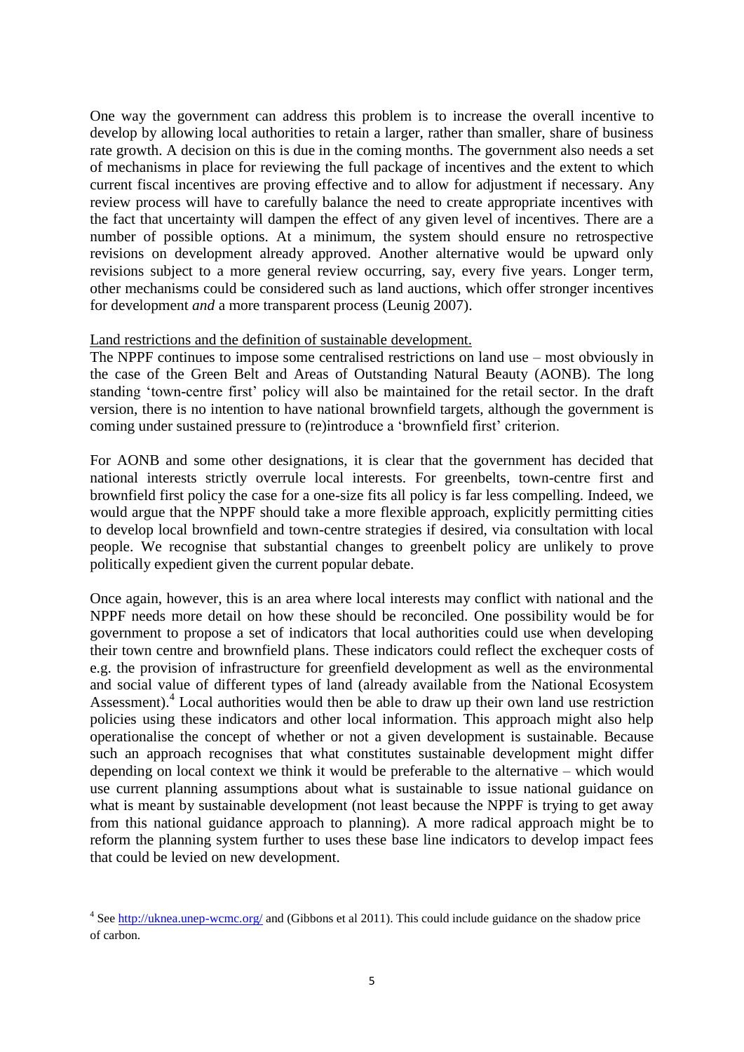One way the government can address this problem is to increase the overall incentive to develop by allowing local authorities to retain a larger, rather than smaller, share of business rate growth. A decision on this is due in the coming months. The government also needs a set of mechanisms in place for reviewing the full package of incentives and the extent to which current fiscal incentives are proving effective and to allow for adjustment if necessary. Any review process will have to carefully balance the need to create appropriate incentives with the fact that uncertainty will dampen the effect of any given level of incentives. There are a number of possible options. At a minimum, the system should ensure no retrospective revisions on development already approved. Another alternative would be upward only revisions subject to a more general review occurring, say, every five years. Longer term, other mechanisms could be considered such as land auctions, which offer stronger incentives for development *and* a more transparent process (Leunig 2007).

<u>Land restrictions and the definition of sustainable development.</u>

The NPPF continues to impose some centralised restrictions on land use – most obviously in the case of the Green Belt and Areas of Outstanding Natural Beauty (AONB). The long standing 'town-centre first' policy will also be maintained for the retail sector. In the draft version, there is no intention to have national brownfield targets, although the government is coming under sustained pressure to (re)introduce a 'brownfield first' criterion.

For AONB and some other designations, it is clear that the government has decided that national interests strictly overrule local interests. For greenbelts, town-centre first and brownfield first policy the case for a one-size fits all policy is far less compelling. Indeed, we would argue that the NPPF should take a more flexible approach, explicitly permitting cities to develop local brownfield and town-centre strategies if desired, via consultation with local people. We recognise that substantial changes to greenbelt policy are unlikely to prove politically expedient given the current popular debate.

Once again, however, this is an area where local interests may conflict with national and the NPPF needs more detail on how these should be reconciled. One possibility would be for government to propose a set of indicators that local authorities could use when developing their town centre and brownfield plans. These indicators could reflect the exchequer costs of e.g. the provision of infrastructure for greenfield development as well as the environmental and social value of different types of land (already available from the National Ecosystem Assessment).[4] Local authorities would then be able to draw up their own land use restriction policies using these indicators and other local information. This approach might also help operationalise the concept of whether or not a given development is sustainable. Because such an approach recognises that what constitutes sustainable development might differ depending on local context we think it would be preferable to the alternative – which would use current planning assumptions about what is sustainable to issue national guidance on what is meant by sustainable development (not least because the NPPF is trying to get away from this national guidance approach to planning). A more radical approach might be to reform the planning system further to uses these base line indicators to develop impact fees that could be levied on new development.

[4] See http://uknea.unep-wcmc.org/ and (Gibbons et al 2011). This could include guidance on the shadow price of carbon.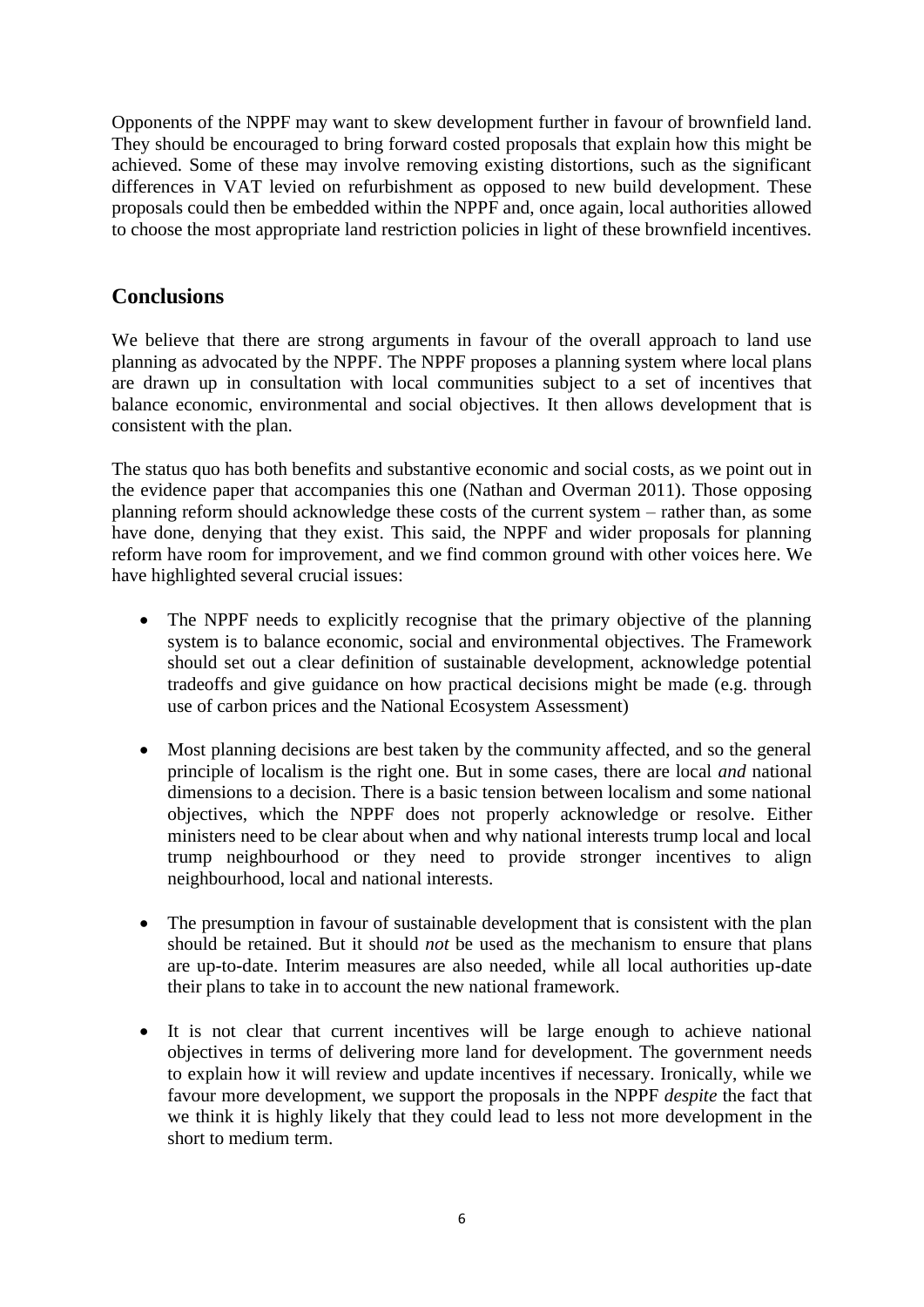Opponents of the NPPF may want to skew development further in favour of brownfield land. They should be encouraged to bring forward costed proposals that explain how this might be achieved. Some of these may involve removing existing distortions, such as the significant differences in VAT levied on refurbishment as opposed to new build development. These proposals could then be embedded within the NPPF and, once again, local authorities allowed to choose the most appropriate land restriction policies in light of these brownfield incentives.

## Conclusions

We believe that there are strong arguments in favour of the overall approach to land use planning as advocated by the NPPF. The NPPF proposes a planning system where local plans are drawn up in consultation with local communities subject to a set of incentives that balance economic, environmental and social objectives. It then allows development that is consistent with the plan.

The status quo has both benefits and substantive economic and social costs, as we point out in the evidence paper that accompanies this one (Nathan and Overman 2011). Those opposing planning reform should acknowledge these costs of the current system – rather than, as some have done, denying that they exist. This said, the NPPF and wider proposals for planning reform have room for improvement, and we find common ground with other voices here. We have highlighted several crucial issues:

- The NPPF needs to explicitly recognise that the primary objective of the planning system is to balance economic, social and environmental objectives. The Framework should set out a clear definition of sustainable development, acknowledge potential tradeoffs and give guidance on how practical decisions might be made (e.g. through use of carbon prices and the National Ecosystem Assessment)

- Most planning decisions are best taken by the community affected, and so the general principle of localism is the right one. But in some cases, there are local *and* national dimensions to a decision. There is a basic tension between localism and some national objectives, which the NPPF does not properly acknowledge or resolve. Either ministers need to be clear about when and why national interests trump local and local trump neighbourhood or they need to provide stronger incentives to align neighbourhood, local and national interests.

- The presumption in favour of sustainable development that is consistent with the plan should be retained. But it should *not* be used as the mechanism to ensure that plans are up-to-date. Interim measures are also needed, while all local authorities up-date their plans to take in to account the new national framework.

- It is not clear that current incentives will be large enough to achieve national objectives in terms of delivering more land for development. The government needs to explain how it will review and update incentives if necessary. Ironically, while we favour more development, we support the proposals in the NPPF *despite* the fact that we think it is highly likely that they could lead to less not more development in the short to medium term.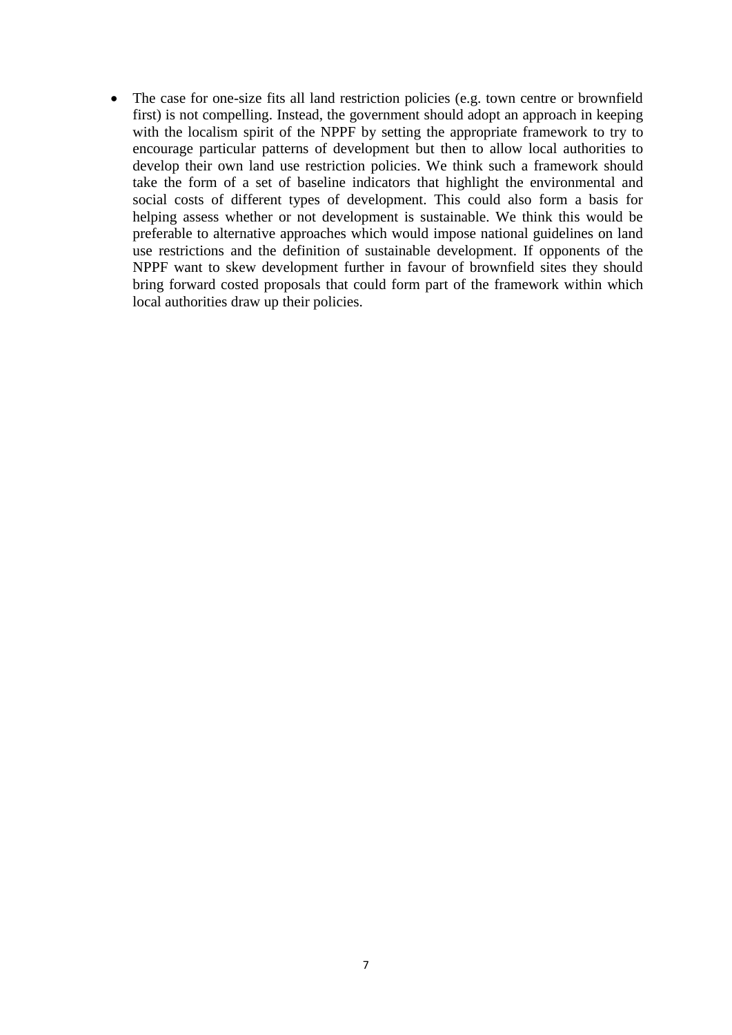- The case for one-size fits all land restriction policies (e.g. town centre or brownfield first) is not compelling. Instead, the government should adopt an approach in keeping with the localism spirit of the NPPF by setting the appropriate framework to try to encourage particular patterns of development but then to allow local authorities to develop their own land use restriction policies. We think such a framework should take the form of a set of baseline indicators that highlight the environmental and social costs of different types of development. This could also form a basis for helping assess whether or not development is sustainable. We think this would be preferable to alternative approaches which would impose national guidelines on land use restrictions and the definition of sustainable development. If opponents of the NPPF want to skew development further in favour of brownfield sites they should bring forward costed proposals that could form part of the framework within which local authorities draw up their policies.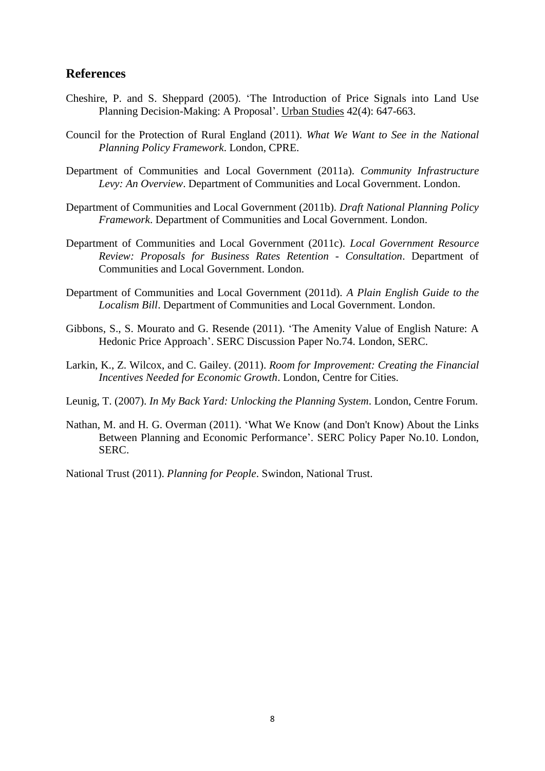## References

Cheshire, P. and S. Sheppard (2005). 'The Introduction of Price Signals into Land Use Planning Decision-Making: A Proposal'. Urban Studies 42(4): 647-663.

Council for the Protection of Rural England (2011). *What We Want to See in the National Planning Policy Framework*. London, CPRE.

Department of Communities and Local Government (2011a). *Community Infrastructure Levy: An Overview*. Department of Communities and Local Government. London.

Department of Communities and Local Government (2011b). *Draft National Planning Policy Framework*. Department of Communities and Local Government. London.

Department of Communities and Local Government (2011c). *Local Government Resource Review: Proposals for Business Rates Retention - Consultation*. Department of Communities and Local Government. London.

Department of Communities and Local Government (2011d). *A Plain English Guide to the Localism Bill*. Department of Communities and Local Government. London.

Gibbons, S., S. Mourato and G. Resende (2011). 'The Amenity Value of English Nature: A Hedonic Price Approach'. SERC Discussion Paper No.74. London, SERC.

Larkin, K., Z. Wilcox, and C. Gailey. (2011). *Room for Improvement: Creating the Financial Incentives Needed for Economic Growth*. London, Centre for Cities.

Leunig, T. (2007). *In My Back Yard: Unlocking the Planning System*. London, Centre Forum.

Nathan, M. and H. G. Overman (2011). 'What We Know (and Don't Know) About the Links Between Planning and Economic Performance'. SERC Policy Paper No.10. London, SERC.

National Trust (2011). *Planning for People*. Swindon, National Trust.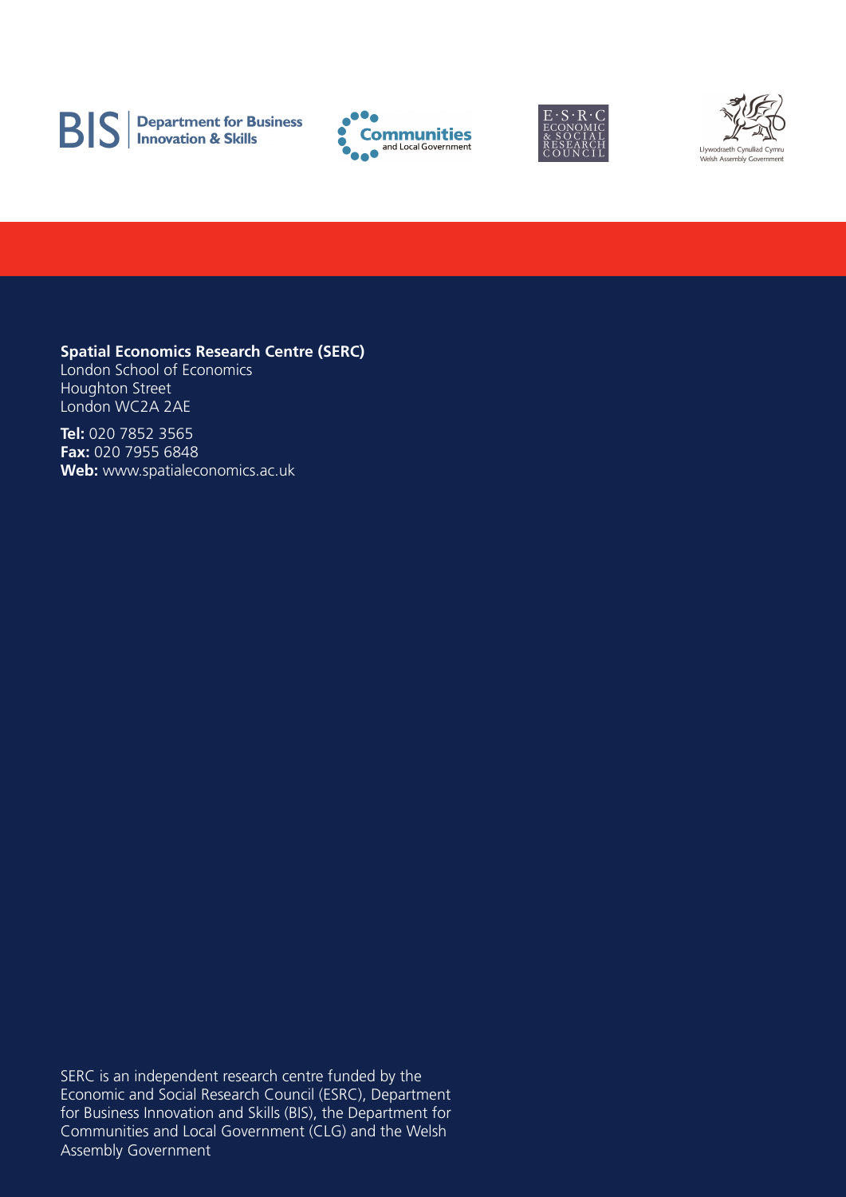BIS | Department for Business Innovation & Skills

Communities and Local Government

E·S·R·C ECONOMIC & SOCIAL RESEARCH COUNCIL

Llywodraeth Cynulliad Cymru
Welsh Assembly Government

**Spatial Economics Research Centre (SERC)**
London School of Economics
Houghton Street
London WC2A 2AE

**Tel:** 020 7852 3565
**Fax:** 020 7955 6848
**Web:** www.spatialeconomics.ac.uk

SERC is an independent research centre funded by the Economic and Social Research Council (ESRC), Department for Business Innovation and Skills (BIS), the Department for Communities and Local Government (CLG) and the Welsh Assembly Government